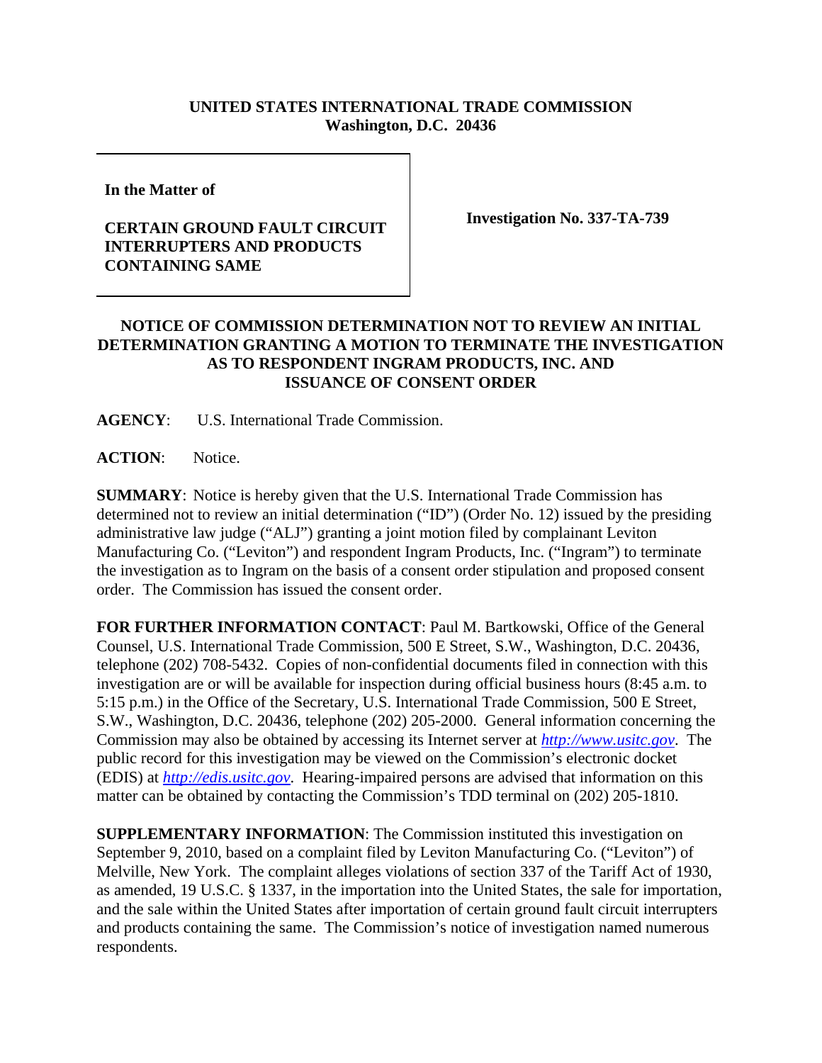**UNITED STATES INTERNATIONAL TRADE COMMISSION**
**Washington, D.C. 20436**

**In the Matter of**

**CERTAIN GROUND FAULT CIRCUIT INTERRUPTERS AND PRODUCTS CONTAINING SAME**

**Investigation No. 337-TA-739**

**NOTICE OF COMMISSION DETERMINATION NOT TO REVIEW AN INITIAL DETERMINATION GRANTING A MOTION TO TERMINATE THE INVESTIGATION AS TO RESPONDENT INGRAM PRODUCTS, INC. AND ISSUANCE OF CONSENT ORDER**

**AGENCY**: U.S. International Trade Commission.

**ACTION**: Notice.

**SUMMARY**: Notice is hereby given that the U.S. International Trade Commission has determined not to review an initial determination ("ID") (Order No. 12) issued by the presiding administrative law judge ("ALJ") granting a joint motion filed by complainant Leviton Manufacturing Co. ("Leviton") and respondent Ingram Products, Inc. ("Ingram") to terminate the investigation as to Ingram on the basis of a consent order stipulation and proposed consent order. The Commission has issued the consent order.

**FOR FURTHER INFORMATION CONTACT**: Paul M. Bartkowski, Office of the General Counsel, U.S. International Trade Commission, 500 E Street, S.W., Washington, D.C. 20436, telephone (202) 708-5432. Copies of non-confidential documents filed in connection with this investigation are or will be available for inspection during official business hours (8:45 a.m. to 5:15 p.m.) in the Office of the Secretary, U.S. International Trade Commission, 500 E Street, S.W., Washington, D.C. 20436, telephone (202) 205-2000. General information concerning the Commission may also be obtained by accessing its Internet server at *http://www.usitc.gov*. The public record for this investigation may be viewed on the Commission's electronic docket (EDIS) at *http://edis.usitc.gov*. Hearing-impaired persons are advised that information on this matter can be obtained by contacting the Commission's TDD terminal on (202) 205-1810.

**SUPPLEMENTARY INFORMATION**: The Commission instituted this investigation on September 9, 2010, based on a complaint filed by Leviton Manufacturing Co. ("Leviton") of Melville, New York. The complaint alleges violations of section 337 of the Tariff Act of 1930, as amended, 19 U.S.C. § 1337, in the importation into the United States, the sale for importation, and the sale within the United States after importation of certain ground fault circuit interrupters and products containing the same. The Commission's notice of investigation named numerous respondents.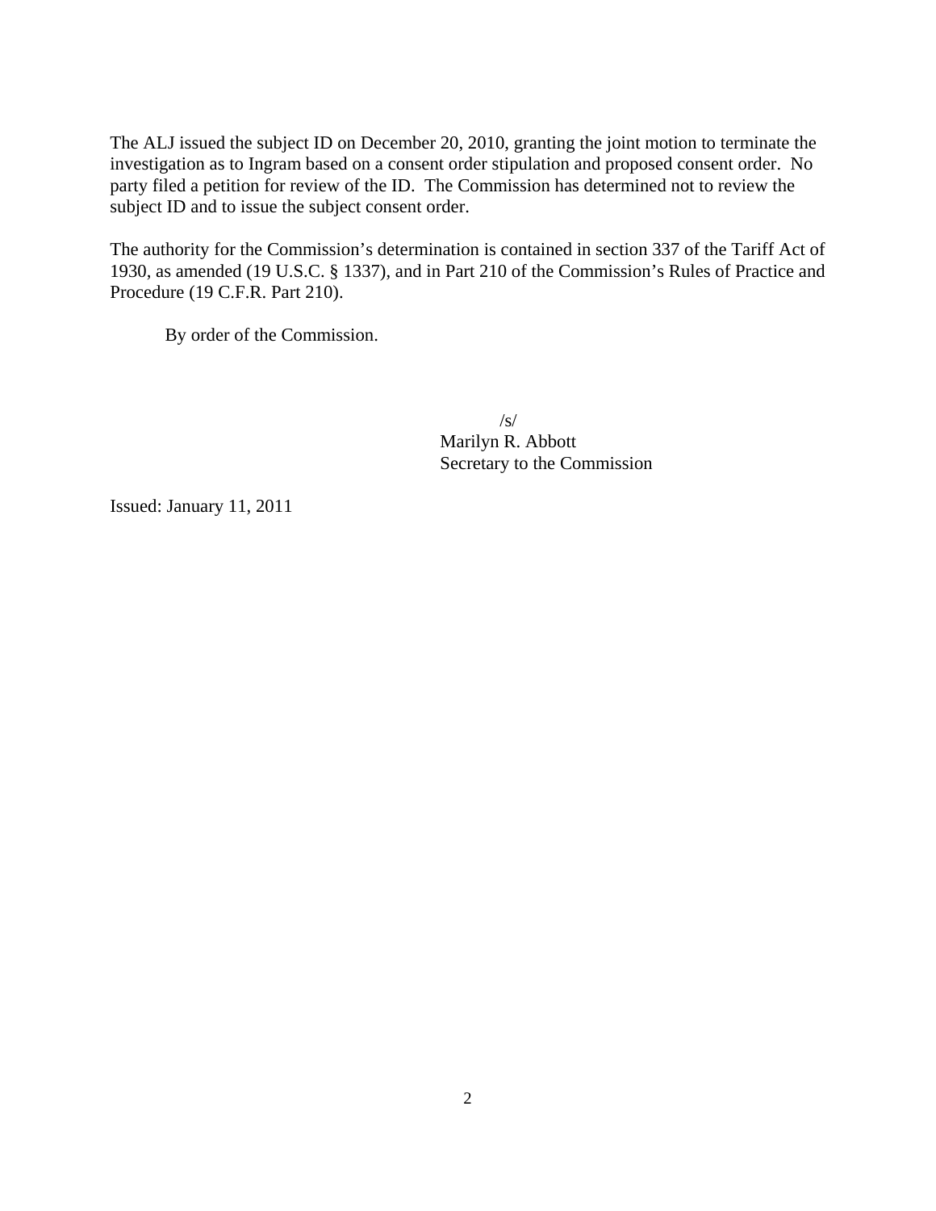The ALJ issued the subject ID on December 20, 2010, granting the joint motion to terminate the investigation as to Ingram based on a consent order stipulation and proposed consent order. No party filed a petition for review of the ID. The Commission has determined not to review the subject ID and to issue the subject consent order.

The authority for the Commission's determination is contained in section 337 of the Tariff Act of 1930, as amended (19 U.S.C. § 1337), and in Part 210 of the Commission's Rules of Practice and Procedure (19 C.F.R. Part 210).

By order of the Commission.

/s/
Marilyn R. Abbott
Secretary to the Commission

Issued: January 11, 2011